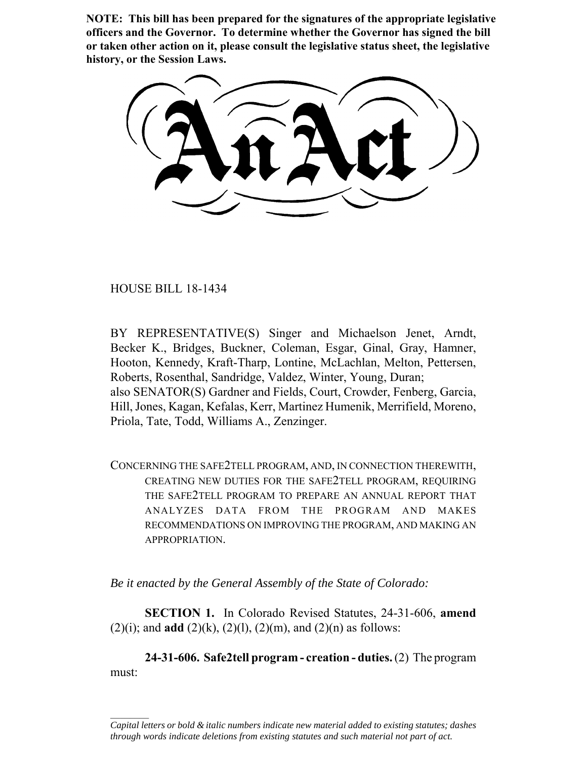**NOTE: This bill has been prepared for the signatures of the appropriate legislative officers and the Governor. To determine whether the Governor has signed the bill or taken other action on it, please consult the legislative status sheet, the legislative history, or the Session Laws.**

# An Act

HOUSE BILL 18-1434

BY REPRESENTATIVE(S) Singer and Michaelson Jenet, Arndt, Becker K., Bridges, Buckner, Coleman, Esgar, Ginal, Gray, Hamner, Hooton, Kennedy, Kraft-Tharp, Lontine, McLachlan, Melton, Pettersen, Roberts, Rosenthal, Sandridge, Valdez, Winter, Young, Duran; also SENATOR(S) Gardner and Fields, Court, Crowder, Fenberg, Garcia, Hill, Jones, Kagan, Kefalas, Kerr, Martinez Humenik, Merrifield, Moreno, Priola, Tate, Todd, Williams A., Zenzinger.

CONCERNING THE SAFE2TELL PROGRAM, AND, IN CONNECTION THEREWITH, CREATING NEW DUTIES FOR THE SAFE2TELL PROGRAM, REQUIRING THE SAFE2TELL PROGRAM TO PREPARE AN ANNUAL REPORT THAT ANALYZES DATA FROM THE PROGRAM AND MAKES RECOMMENDATIONS ON IMPROVING THE PROGRAM, AND MAKING AN APPROPRIATION.

*Be it enacted by the General Assembly of the State of Colorado:*

**SECTION 1.** In Colorado Revised Statutes, 24-31-606, **amend** (2)(i); and **add** (2)(k), (2)(l), (2)(m), and (2)(n) as follows:

**24-31-606. Safe2tell program - creation - duties.** (2) The program must:

*Capital letters or bold & italic numbers indicate new material added to existing statutes; dashes through words indicate deletions from existing statutes and such material not part of act.*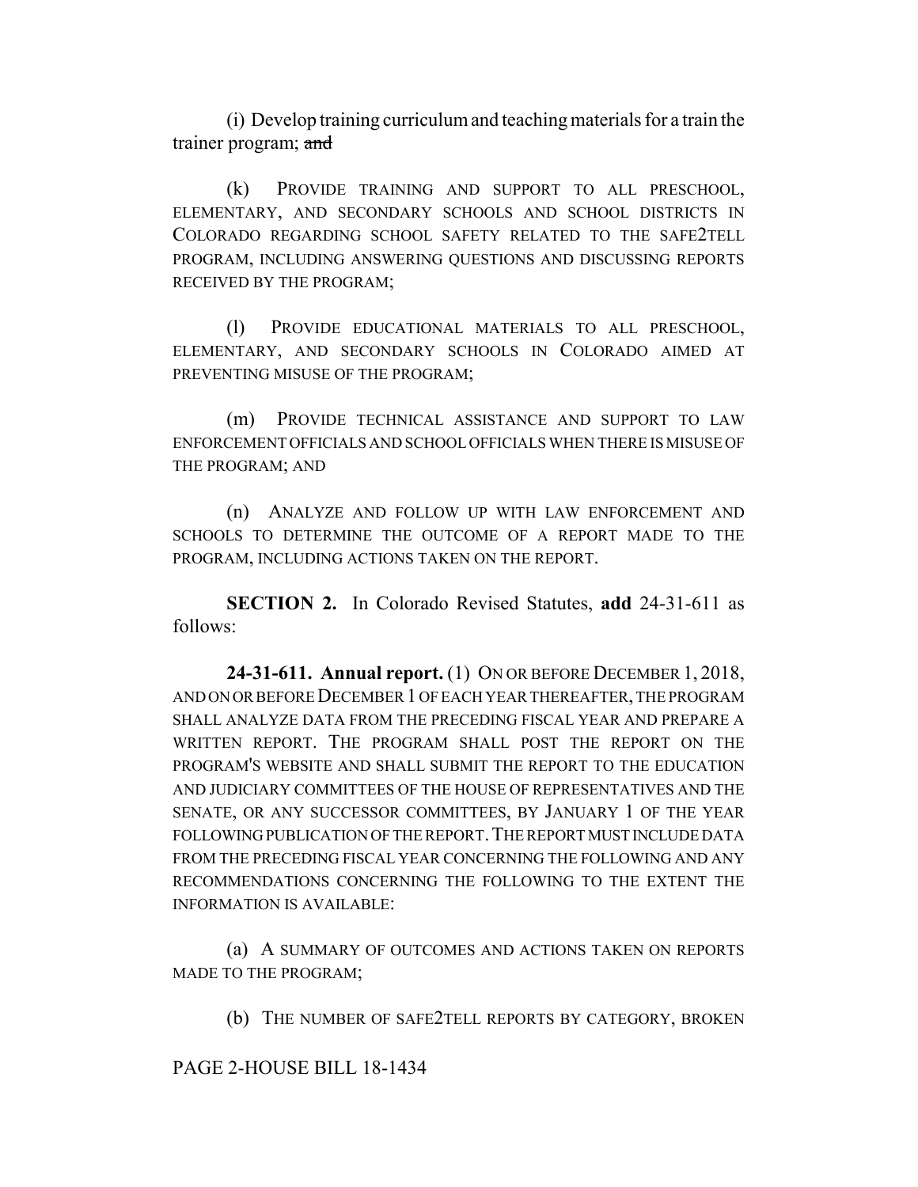(i) Develop training curriculum and teaching materials for a train the trainer program; ~~and~~

(k) PROVIDE TRAINING AND SUPPORT TO ALL PRESCHOOL, ELEMENTARY, AND SECONDARY SCHOOLS AND SCHOOL DISTRICTS IN COLORADO REGARDING SCHOOL SAFETY RELATED TO THE SAFE2TELL PROGRAM, INCLUDING ANSWERING QUESTIONS AND DISCUSSING REPORTS RECEIVED BY THE PROGRAM;

(l) PROVIDE EDUCATIONAL MATERIALS TO ALL PRESCHOOL, ELEMENTARY, AND SECONDARY SCHOOLS IN COLORADO AIMED AT PREVENTING MISUSE OF THE PROGRAM;

(m) PROVIDE TECHNICAL ASSISTANCE AND SUPPORT TO LAW ENFORCEMENT OFFICIALS AND SCHOOL OFFICIALS WHEN THERE IS MISUSE OF THE PROGRAM; AND

(n) ANALYZE AND FOLLOW UP WITH LAW ENFORCEMENT AND SCHOOLS TO DETERMINE THE OUTCOME OF A REPORT MADE TO THE PROGRAM, INCLUDING ACTIONS TAKEN ON THE REPORT.

**SECTION 2.** In Colorado Revised Statutes, **add** 24-31-611 as follows:

**24-31-611. Annual report.** (1) ON OR BEFORE DECEMBER 1, 2018, AND ON OR BEFORE DECEMBER 1 OF EACH YEAR THEREAFTER, THE PROGRAM SHALL ANALYZE DATA FROM THE PRECEDING FISCAL YEAR AND PREPARE A WRITTEN REPORT. THE PROGRAM SHALL POST THE REPORT ON THE PROGRAM'S WEBSITE AND SHALL SUBMIT THE REPORT TO THE EDUCATION AND JUDICIARY COMMITTEES OF THE HOUSE OF REPRESENTATIVES AND THE SENATE, OR ANY SUCCESSOR COMMITTEES, BY JANUARY 1 OF THE YEAR FOLLOWING PUBLICATION OF THE REPORT. THE REPORT MUST INCLUDE DATA FROM THE PRECEDING FISCAL YEAR CONCERNING THE FOLLOWING AND ANY RECOMMENDATIONS CONCERNING THE FOLLOWING TO THE EXTENT THE INFORMATION IS AVAILABLE:

(a) A SUMMARY OF OUTCOMES AND ACTIONS TAKEN ON REPORTS MADE TO THE PROGRAM;

(b) THE NUMBER OF SAFE2TELL REPORTS BY CATEGORY, BROKEN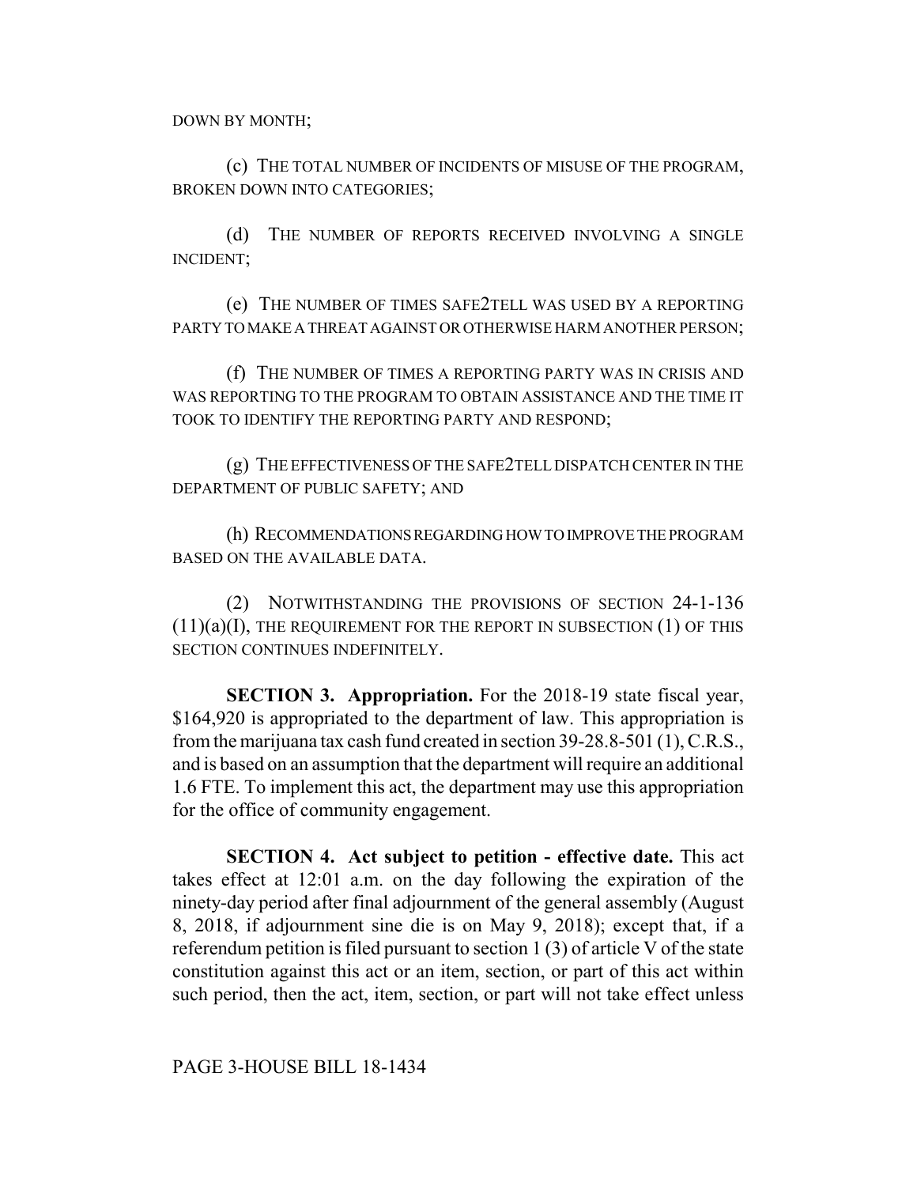DOWN BY MONTH;

(c) THE TOTAL NUMBER OF INCIDENTS OF MISUSE OF THE PROGRAM, BROKEN DOWN INTO CATEGORIES;

(d) THE NUMBER OF REPORTS RECEIVED INVOLVING A SINGLE INCIDENT;

(e) THE NUMBER OF TIMES SAFE2TELL WAS USED BY A REPORTING PARTY TO MAKE A THREAT AGAINST OR OTHERWISE HARM ANOTHER PERSON;

(f) THE NUMBER OF TIMES A REPORTING PARTY WAS IN CRISIS AND WAS REPORTING TO THE PROGRAM TO OBTAIN ASSISTANCE AND THE TIME IT TOOK TO IDENTIFY THE REPORTING PARTY AND RESPOND;

(g) THE EFFECTIVENESS OF THE SAFE2TELL DISPATCH CENTER IN THE DEPARTMENT OF PUBLIC SAFETY; AND

(h) RECOMMENDATIONS REGARDING HOW TO IMPROVE THE PROGRAM BASED ON THE AVAILABLE DATA.

(2) NOTWITHSTANDING THE PROVISIONS OF SECTION 24-1-136 (11)(a)(I), THE REQUIREMENT FOR THE REPORT IN SUBSECTION (1) OF THIS SECTION CONTINUES INDEFINITELY.

**SECTION 3. Appropriation.** For the 2018-19 state fiscal year, $164,920 is appropriated to the department of law. This appropriation is from the marijuana tax cash fund created in section 39-28.8-501 (1), C.R.S., and is based on an assumption that the department will require an additional 1.6 FTE. To implement this act, the department may use this appropriation for the office of community engagement.

**SECTION 4. Act subject to petition - effective date.** This act takes effect at 12:01 a.m. on the day following the expiration of the ninety-day period after final adjournment of the general assembly (August 8, 2018, if adjournment sine die is on May 9, 2018); except that, if a referendum petition is filed pursuant to section 1 (3) of article V of the state constitution against this act or an item, section, or part of this act within such period, then the act, item, section, or part will not take effect unless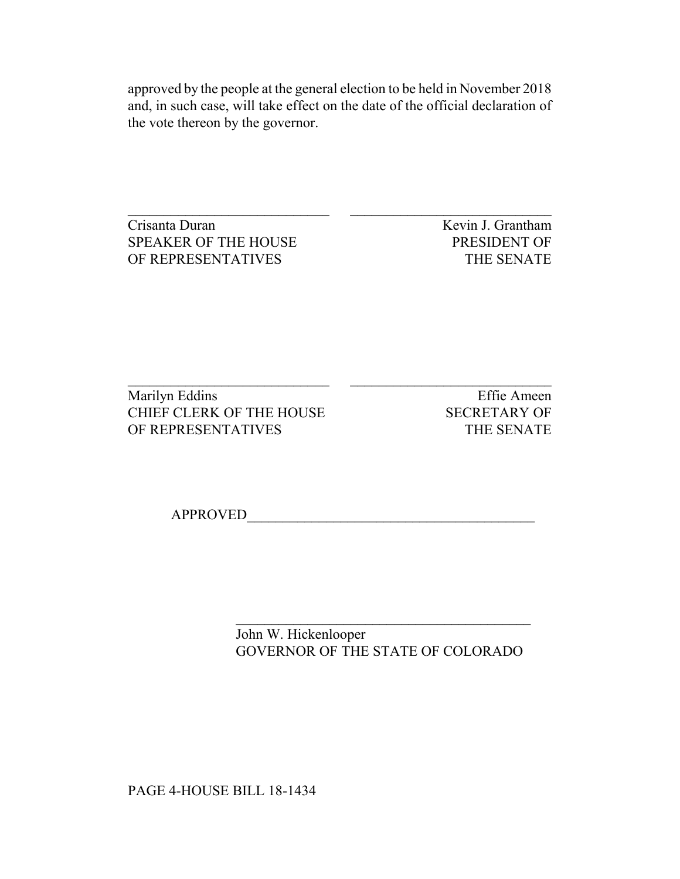approved by the people at the general election to be held in November 2018 and, in such case, will take effect on the date of the official declaration of the vote thereon by the governor.

\_\_\_\_\_\_\_\_\_\_\_\_\_\_\_\_\_\_\_\_\_\_\_\_\_\_\_\_
Crisanta Duran
SPEAKER OF THE HOUSE
OF REPRESENTATIVES

\_\_\_\_\_\_\_\_\_\_\_\_\_\_\_\_\_\_\_\_\_\_\_\_\_\_\_\_
Kevin J. Grantham
PRESIDENT OF
THE SENATE

\_\_\_\_\_\_\_\_\_\_\_\_\_\_\_\_\_\_\_\_\_\_\_\_\_\_\_\_
Marilyn Eddins
CHIEF CLERK OF THE HOUSE
OF REPRESENTATIVES

\_\_\_\_\_\_\_\_\_\_\_\_\_\_\_\_\_\_\_\_\_\_\_\_\_\_\_\_
Effie Ameen
SECRETARY OF
THE SENATE

APPROVED\_\_\_\_\_\_\_\_\_\_\_\_\_\_\_\_\_\_\_\_\_\_\_\_\_\_\_\_\_\_\_\_\_\_\_\_\_\_\_\_

\_\_\_\_\_\_\_\_\_\_\_\_\_\_\_\_\_\_\_\_\_\_\_\_\_\_\_\_\_\_\_\_\_\_\_\_\_\_\_\_\_\_
John W. Hickenlooper
GOVERNOR OF THE STATE OF COLORADO

PAGE 4-HOUSE BILL 18-1434